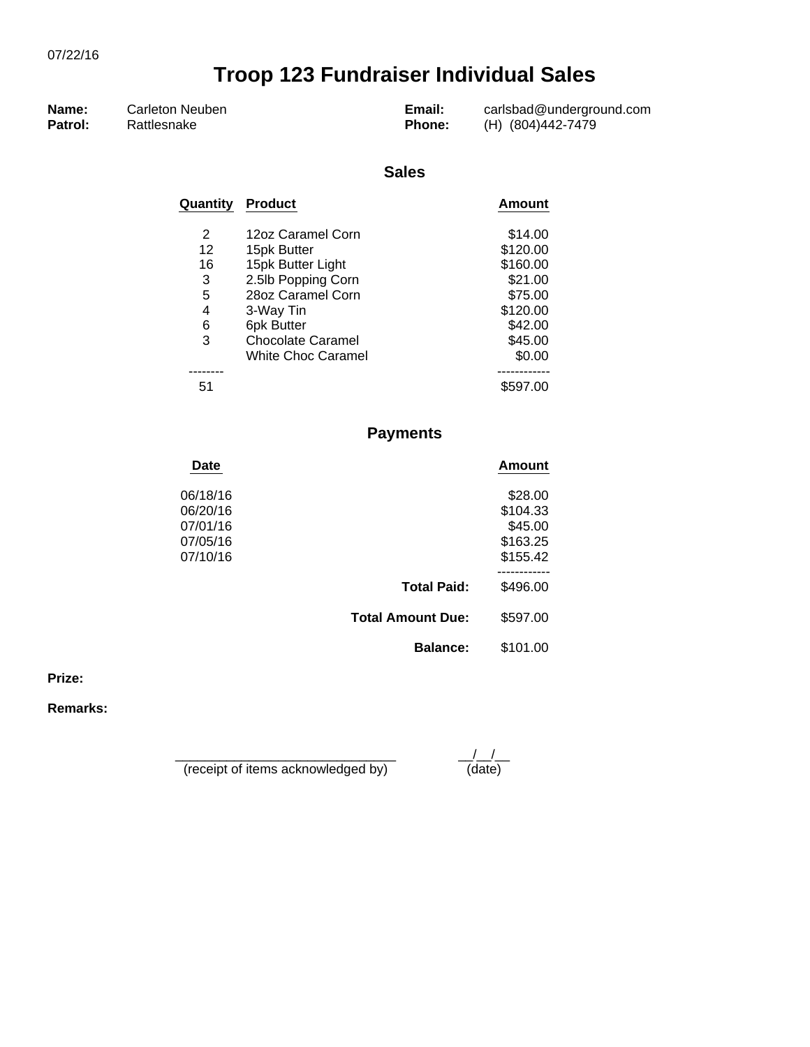07/22/16

# Troop 123 Fundraiser Individual Sales

**Name:** Carleton Neuben
**Patrol:** Rattlesnake
**Email:** carlsbad@underground.com
**Phone:** (H) (804)442-7479

## Sales

| Quantity | Product | Amount |
|---|---|---|
| 2 | 12oz Caramel Corn | $14.00 |
| 12 | 15pk Butter | $120.00 |
| 16 | 15pk Butter Light | $160.00 |
| 3 | 2.5lb Popping Corn | $21.00 |
| 5 | 28oz Caramel Corn | $75.00 |
| 4 | 3-Way Tin | $120.00 |
| 6 | 6pk Butter | $42.00 |
| 3 | Chocolate Caramel | $45.00 |
| | White Choc Caramel | $0.00 |
| 51 | | $597.00 |

## Payments

| Date | Amount |
|---|---|
| 06/18/16 | $28.00 |
| 06/20/16 | $104.33 |
| 07/01/16 | $45.00 |
| 07/05/16 | $163.25 |
| 07/10/16 | $155.42 |

**Total Paid:** $496.00

**Total Amount Due:** $597.00

**Balance:** $101.00

**Prize:**

**Remarks:**

______________________________ (receipt of items acknowledged by)     __/__/__ (date)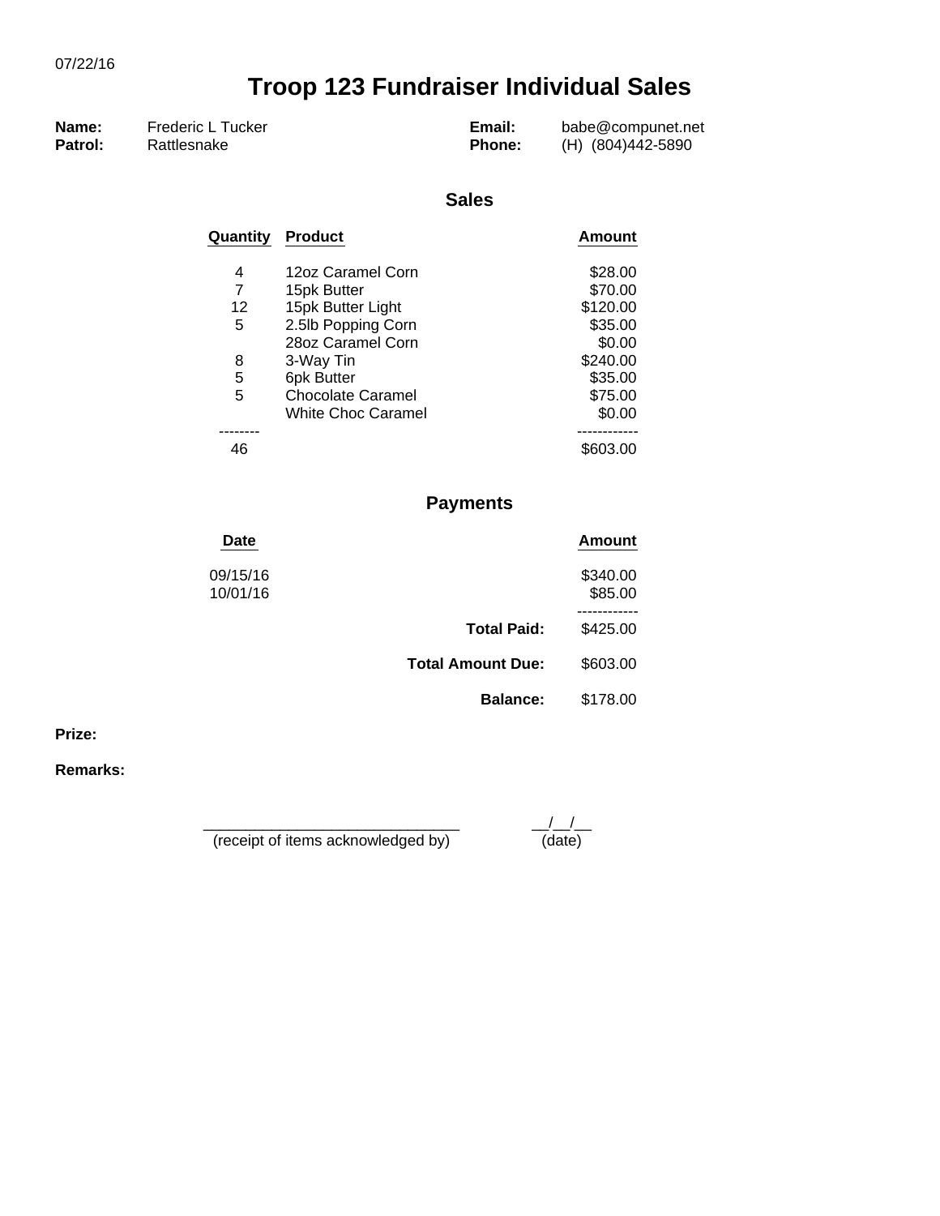07/22/16

# Troop 123 Fundraiser Individual Sales

**Name:** Frederic L Tucker
**Patrol:** Rattlesnake
**Email:** babe@compunet.net
**Phone:** (H) (804)442-5890

## Sales

| Quantity | Product | Amount |
|---|---|---|
| 4 | 12oz Caramel Corn | $28.00 |
| 7 | 15pk Butter | $70.00 |
| 12 | 15pk Butter Light | $120.00 |
| 5 | 2.5lb Popping Corn | $35.00 |
| | 28oz Caramel Corn | $0.00 |
| 8 | 3-Way Tin | $240.00 |
| 5 | 6pk Butter | $35.00 |
| 5 | Chocolate Caramel | $75.00 |
| | White Choc Caramel | $0.00 |
| -------- | | ------------ |
| 46 | | $603.00 |

## Payments

| Date | Amount |
|---|---|
| 09/15/16 | $340.00 |
| 10/01/16 | $85.00 |
| | ------------ |

**Total Paid:** $425.00

**Total Amount Due:** $603.00

**Balance:** $178.00

**Prize:**

**Remarks:**

______________________________ (receipt of items acknowledged by)

__/__/__ (date)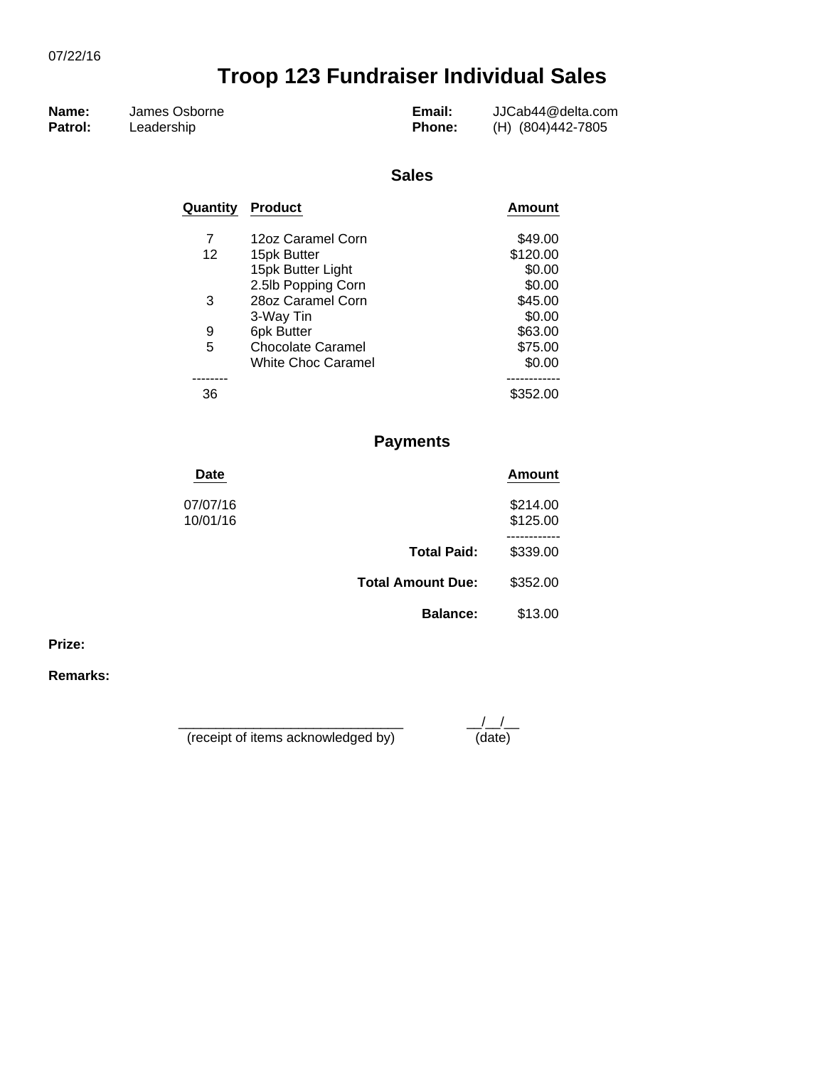07/22/16

# Troop 123 Fundraiser Individual Sales

**Name:** James Osborne  
**Patrol:** Leadership  
**Email:** JJCab44@delta.com  
**Phone:** (H) (804)442-7805

## Sales

| Quantity | Product | Amount |
|---|---|---|
| 7 | 12oz Caramel Corn | $49.00 |
| 12 | 15pk Butter | $120.00 |
| | 15pk Butter Light | $0.00 |
| | 2.5lb Popping Corn | $0.00 |
| 3 | 28oz Caramel Corn | $45.00 |
| | 3-Way Tin | $0.00 |
| 9 | 6pk Butter | $63.00 |
| 5 | Chocolate Caramel | $75.00 |
| | White Choc Caramel | $0.00 |
| 36 | | $352.00 |

## Payments

| Date | Amount |
|---|---|
| 07/07/16 | $214.00 |
| 10/01/16 | $125.00 |

**Total Paid:** $339.00

**Total Amount Due:** $352.00

**Balance:** $13.00

**Prize:**

**Remarks:**

______________________________ (receipt of items acknowledged by)    __/__/__ (date)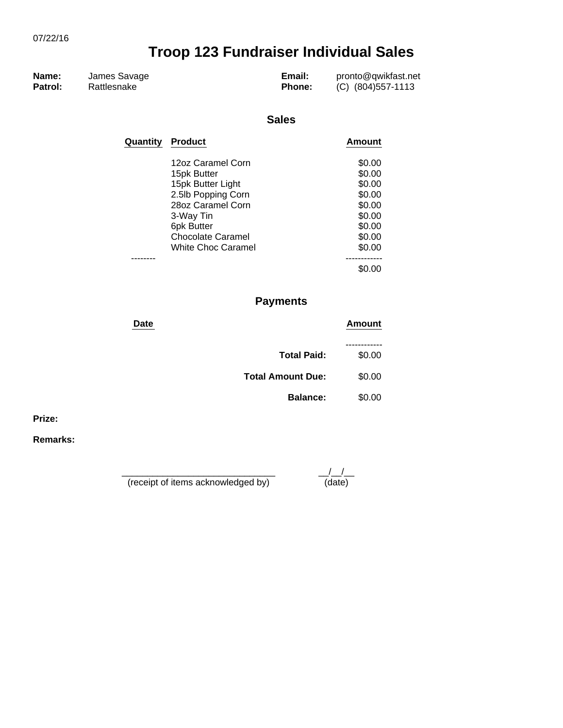07/22/16

# Troop 123 Fundraiser Individual Sales

| | | | |
|---|---|---|---|
| **Name:** | James Savage | **Email:** | pronto@qwikfast.net |
| **Patrol:** | Rattlesnake | **Phone:** | (C) (804)557-1113 |

## Sales

| Quantity | Product | Amount |
|---|---|---|
| | 12oz Caramel Corn | $0.00 |
| | 15pk Butter | $0.00 |
| | 15pk Butter Light | $0.00 |
| | 2.5lb Popping Corn | $0.00 |
| | 28oz Caramel Corn | $0.00 |
| | 3-Way Tin | $0.00 |
| | 6pk Butter | $0.00 |
| | Chocolate Caramel | $0.00 |
| | White Choc Caramel | $0.00 |
| -------- | | ------------ |
| | | $0.00 |

## Payments

| Date | | Amount |
|---|---|---|
| | | ------------ |
| | **Total Paid:** | $0.00 |
| | **Total Amount Due:** | $0.00 |
| | **Balance:** | $0.00 |

**Prize:**

**Remarks:**

______________________________ __/__/__
(receipt of items acknowledged by) (date)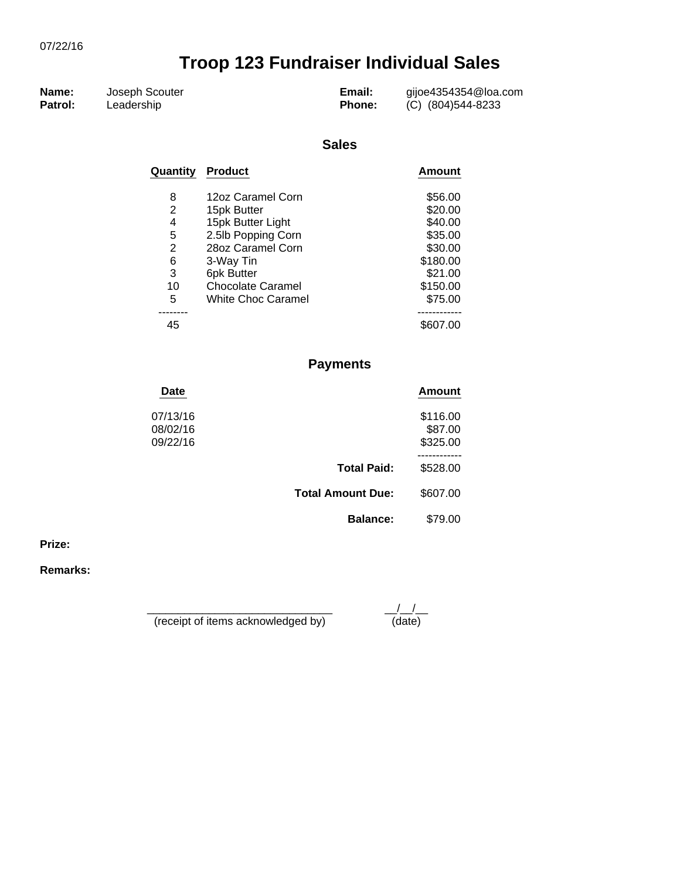07/22/16

# Troop 123 Fundraiser Individual Sales

**Name:** Joseph Scouter
**Patrol:** Leadership
**Email:** gijoe4354354@loa.com
**Phone:** (C) (804)544-8233

## Sales

| Quantity | Product | Amount |
|---|---|---|
| 8 | 12oz Caramel Corn | $56.00 |
| 2 | 15pk Butter | $20.00 |
| 4 | 15pk Butter Light | $40.00 |
| 5 | 2.5lb Popping Corn | $35.00 |
| 2 | 28oz Caramel Corn | $30.00 |
| 6 | 3-Way Tin | $180.00 |
| 3 | 6pk Butter | $21.00 |
| 10 | Chocolate Caramel | $150.00 |
| 5 | White Choc Caramel | $75.00 |
| -------- | | ------------ |
| 45 | | $607.00 |

## Payments

| Date | | Amount |
|---|---|---|
| 07/13/16 | | $116.00 |
| 08/02/16 | | $87.00 |
| 09/22/16 | | $325.00 |
| | | ------------ |
| | **Total Paid:** | $528.00 |
| | **Total Amount Due:** | $607.00 |
| | **Balance:** | $79.00 |

**Prize:**

**Remarks:**

______________________________ (receipt of items acknowledged by)    __/__/__ (date)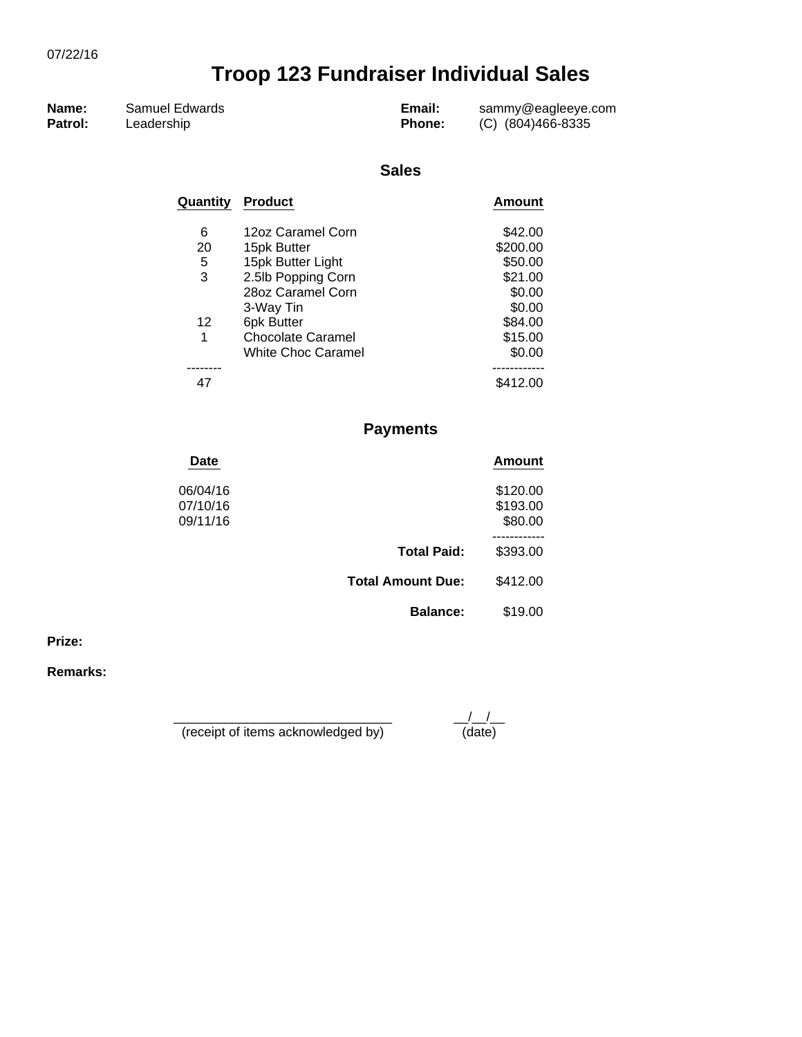07/22/16

# Troop 123 Fundraiser Individual Sales

| | | | |
|---|---|---|---|
| **Name:** | Samuel Edwards | **Email:** | sammy@eagleeye.com |
| **Patrol:** | Leadership | **Phone:** | (C) (804)466-8335 |

## Sales

| Quantity | Product | Amount |
|---|---|---|
| 6 | 12oz Caramel Corn | $42.00 |
| 20 | 15pk Butter | $200.00 |
| 5 | 15pk Butter Light | $50.00 |
| 3 | 2.5lb Popping Corn | $21.00 |
| | 28oz Caramel Corn | $0.00 |
| | 3-Way Tin | $0.00 |
| 12 | 6pk Butter | $84.00 |
| 1 | Chocolate Caramel | $15.00 |
| | White Choc Caramel | $0.00 |
| -------- | | ------------ |
| 47 | | $412.00 |

## Payments

| Date | | Amount |
|---|---|---|
| 06/04/16 | | $120.00 |
| 07/10/16 | | $193.00 |
| 09/11/16 | | $80.00 |
| | | ------------ |
| | **Total Paid:** | $393.00 |
| | **Total Amount Due:** | $412.00 |
| | **Balance:** | $19.00 |

**Prize:**

**Remarks:**

______________________________ __/__/__

(receipt of items acknowledged by) (date)